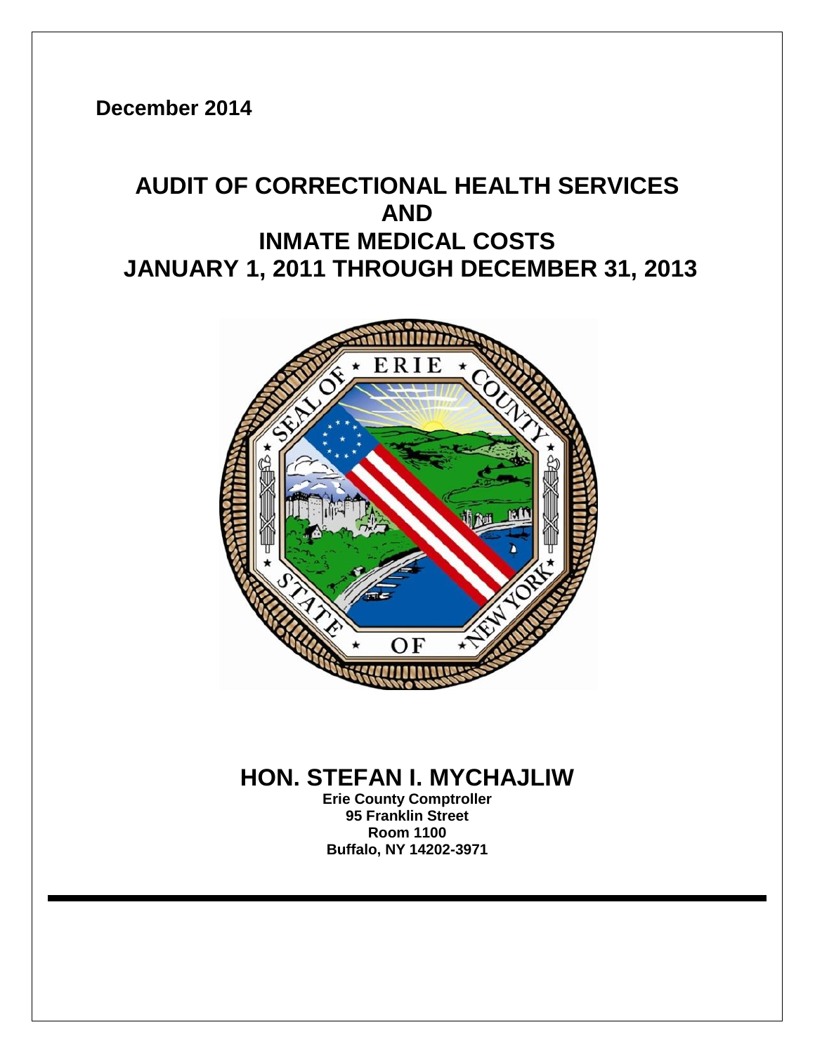December 2014

# AUDIT OF CORRECTIONAL HEALTH SERVICES AND INMATE MEDICAL COSTS JANUARY 1, 2011 THROUGH DECEMBER 31, 2013

## HON. STEFAN I. MYCHAJLIW

**Erie County Comptroller**
**95 Franklin Street**
**Room 1100**
**Buffalo, NY 14202-3971**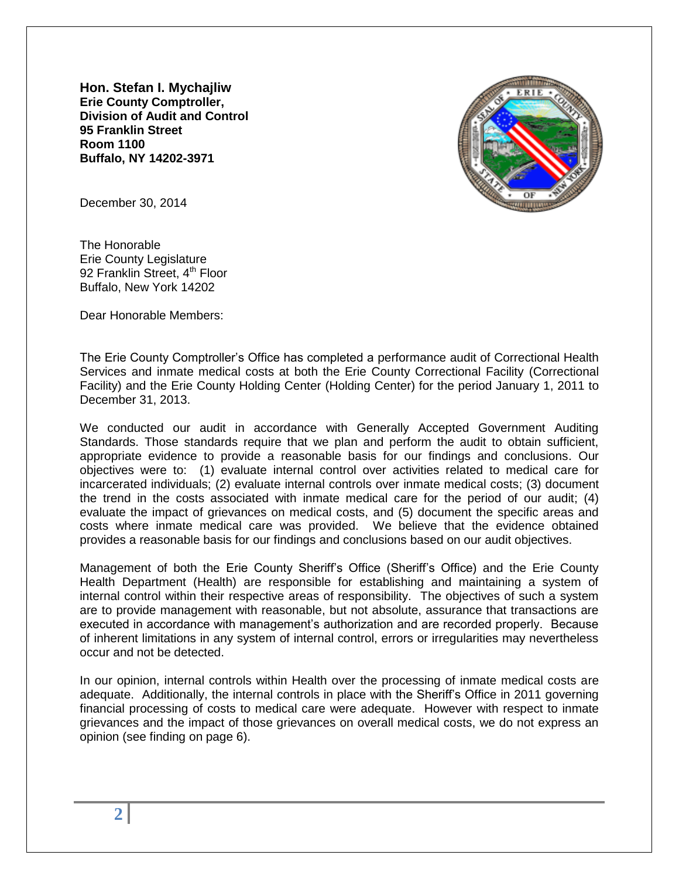**Hon. Stefan I. Mychajliw**
**Erie County Comptroller,**
**Division of Audit and Control**
**95 Franklin Street**
**Room 1100**
**Buffalo, NY 14202-3971**

December 30, 2014

The Honorable
Erie County Legislature
92 Franklin Street, 4th Floor
Buffalo, New York 14202

Dear Honorable Members:

The Erie County Comptroller's Office has completed a performance audit of Correctional Health Services and inmate medical costs at both the Erie County Correctional Facility (Correctional Facility) and the Erie County Holding Center (Holding Center) for the period January 1, 2011 to December 31, 2013.

We conducted our audit in accordance with Generally Accepted Government Auditing Standards. Those standards require that we plan and perform the audit to obtain sufficient, appropriate evidence to provide a reasonable basis for our findings and conclusions. Our objectives were to: (1) evaluate internal control over activities related to medical care for incarcerated individuals; (2) evaluate internal controls over inmate medical costs; (3) document the trend in the costs associated with inmate medical care for the period of our audit; (4) evaluate the impact of grievances on medical costs, and (5) document the specific areas and costs where inmate medical care was provided. We believe that the evidence obtained provides a reasonable basis for our findings and conclusions based on our audit objectives.

Management of both the Erie County Sheriff's Office (Sheriff's Office) and the Erie County Health Department (Health) are responsible for establishing and maintaining a system of internal control within their respective areas of responsibility. The objectives of such a system are to provide management with reasonable, but not absolute, assurance that transactions are executed in accordance with management's authorization and are recorded properly. Because of inherent limitations in any system of internal control, errors or irregularities may nevertheless occur and not be detected.

In our opinion, internal controls within Health over the processing of inmate medical costs are adequate. Additionally, the internal controls in place with the Sheriff's Office in 2011 governing financial processing of costs to medical care were adequate. However with respect to inmate grievances and the impact of those grievances on overall medical costs, we do not express an opinion (see finding on page 6).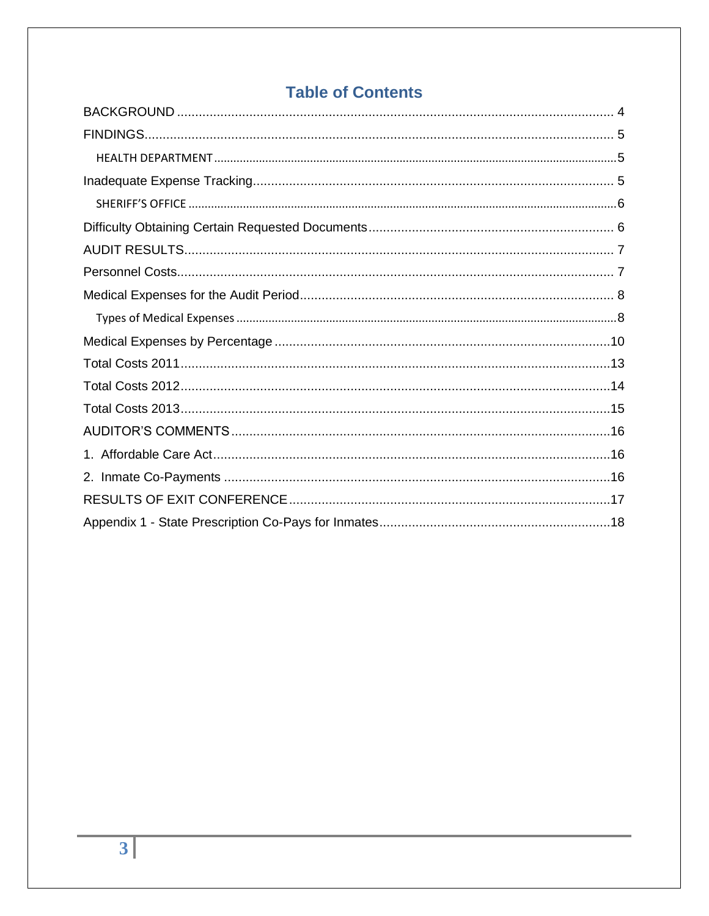# Table of Contents

BACKGROUND ........................................................................................................................ 4

FINDINGS.................................................................................................................................. 5

HEALTH DEPARTMENT...............................................................................................................5

Inadequate Expense Tracking.................................................................................................... 5

SHERIFF'S OFFICE ......................................................................................................................6

Difficulty Obtaining Certain Requested Documents.................................................................... 6

AUDIT RESULTS....................................................................................................................... 7

Personnel Costs......................................................................................................................... 7

Medical Expenses for the Audit Period....................................................................................... 8

Types of Medical Expenses .........................................................................................................8

Medical Expenses by Percentage .............................................................................................10

Total Costs 2011.......................................................................................................................13

Total Costs 2012.......................................................................................................................14

Total Costs 2013.......................................................................................................................15

AUDITOR'S COMMENTS .........................................................................................................16

1. Affordable Care Act..............................................................................................................16

2. Inmate Co-Payments ...........................................................................................................16

RESULTS OF EXIT CONFERENCE ..........................................................................................17

Appendix 1 - State Prescription Co-Pays for Inmates................................................................18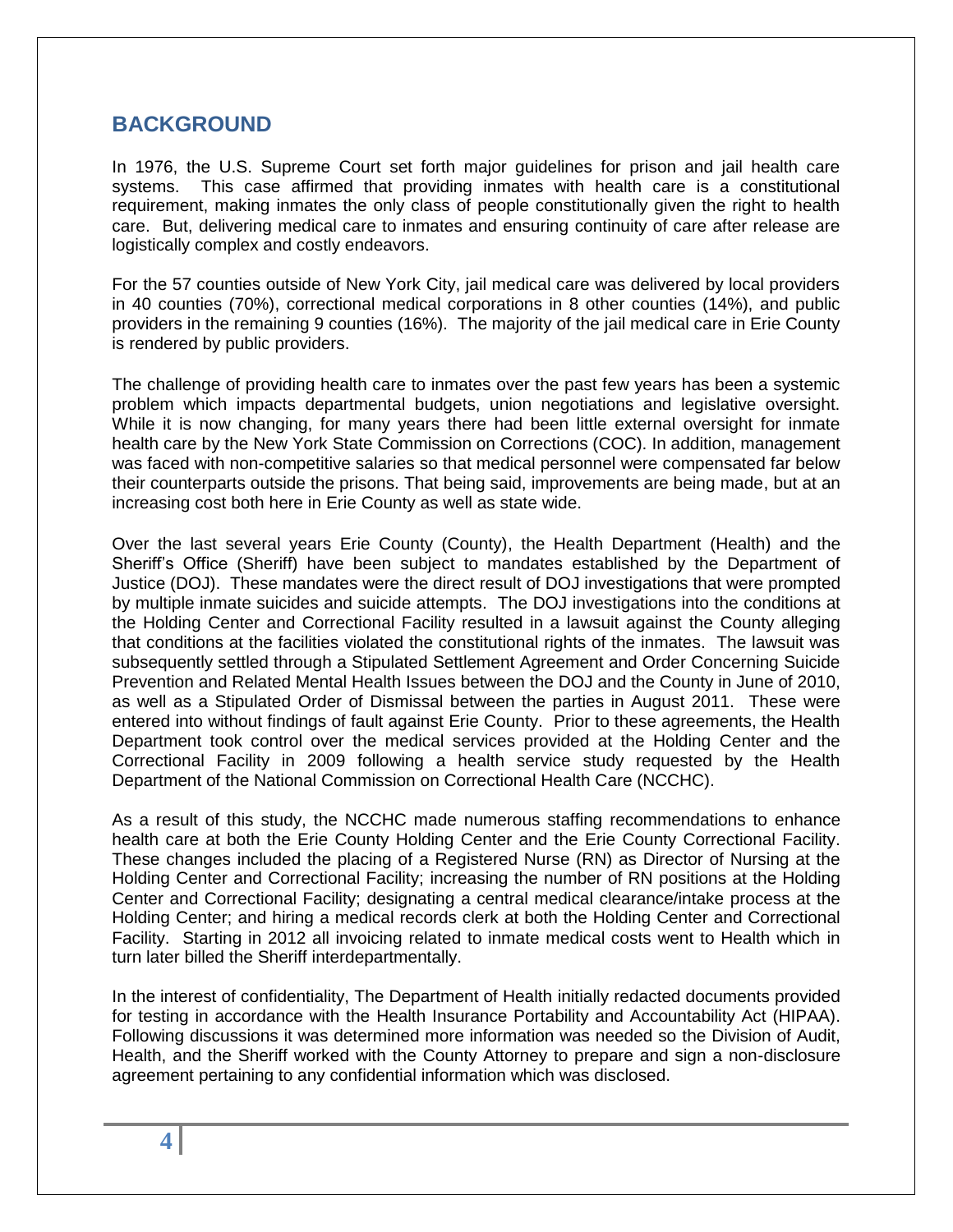## BACKGROUND

In 1976, the U.S. Supreme Court set forth major guidelines for prison and jail health care systems. This case affirmed that providing inmates with health care is a constitutional requirement, making inmates the only class of people constitutionally given the right to health care. But, delivering medical care to inmates and ensuring continuity of care after release are logistically complex and costly endeavors.

For the 57 counties outside of New York City, jail medical care was delivered by local providers in 40 counties (70%), correctional medical corporations in 8 other counties (14%), and public providers in the remaining 9 counties (16%). The majority of the jail medical care in Erie County is rendered by public providers.

The challenge of providing health care to inmates over the past few years has been a systemic problem which impacts departmental budgets, union negotiations and legislative oversight. While it is now changing, for many years there had been little external oversight for inmate health care by the New York State Commission on Corrections (COC). In addition, management was faced with non-competitive salaries so that medical personnel were compensated far below their counterparts outside the prisons. That being said, improvements are being made, but at an increasing cost both here in Erie County as well as state wide.

Over the last several years Erie County (County), the Health Department (Health) and the Sheriff's Office (Sheriff) have been subject to mandates established by the Department of Justice (DOJ). These mandates were the direct result of DOJ investigations that were prompted by multiple inmate suicides and suicide attempts. The DOJ investigations into the conditions at the Holding Center and Correctional Facility resulted in a lawsuit against the County alleging that conditions at the facilities violated the constitutional rights of the inmates. The lawsuit was subsequently settled through a Stipulated Settlement Agreement and Order Concerning Suicide Prevention and Related Mental Health Issues between the DOJ and the County in June of 2010, as well as a Stipulated Order of Dismissal between the parties in August 2011. These were entered into without findings of fault against Erie County. Prior to these agreements, the Health Department took control over the medical services provided at the Holding Center and the Correctional Facility in 2009 following a health service study requested by the Health Department of the National Commission on Correctional Health Care (NCCHC).

As a result of this study, the NCCHC made numerous staffing recommendations to enhance health care at both the Erie County Holding Center and the Erie County Correctional Facility. These changes included the placing of a Registered Nurse (RN) as Director of Nursing at the Holding Center and Correctional Facility; increasing the number of RN positions at the Holding Center and Correctional Facility; designating a central medical clearance/intake process at the Holding Center; and hiring a medical records clerk at both the Holding Center and Correctional Facility. Starting in 2012 all invoicing related to inmate medical costs went to Health which in turn later billed the Sheriff interdepartmentally.

In the interest of confidentiality, The Department of Health initially redacted documents provided for testing in accordance with the Health Insurance Portability and Accountability Act (HIPAA). Following discussions it was determined more information was needed so the Division of Audit, Health, and the Sheriff worked with the County Attorney to prepare and sign a non-disclosure agreement pertaining to any confidential information which was disclosed.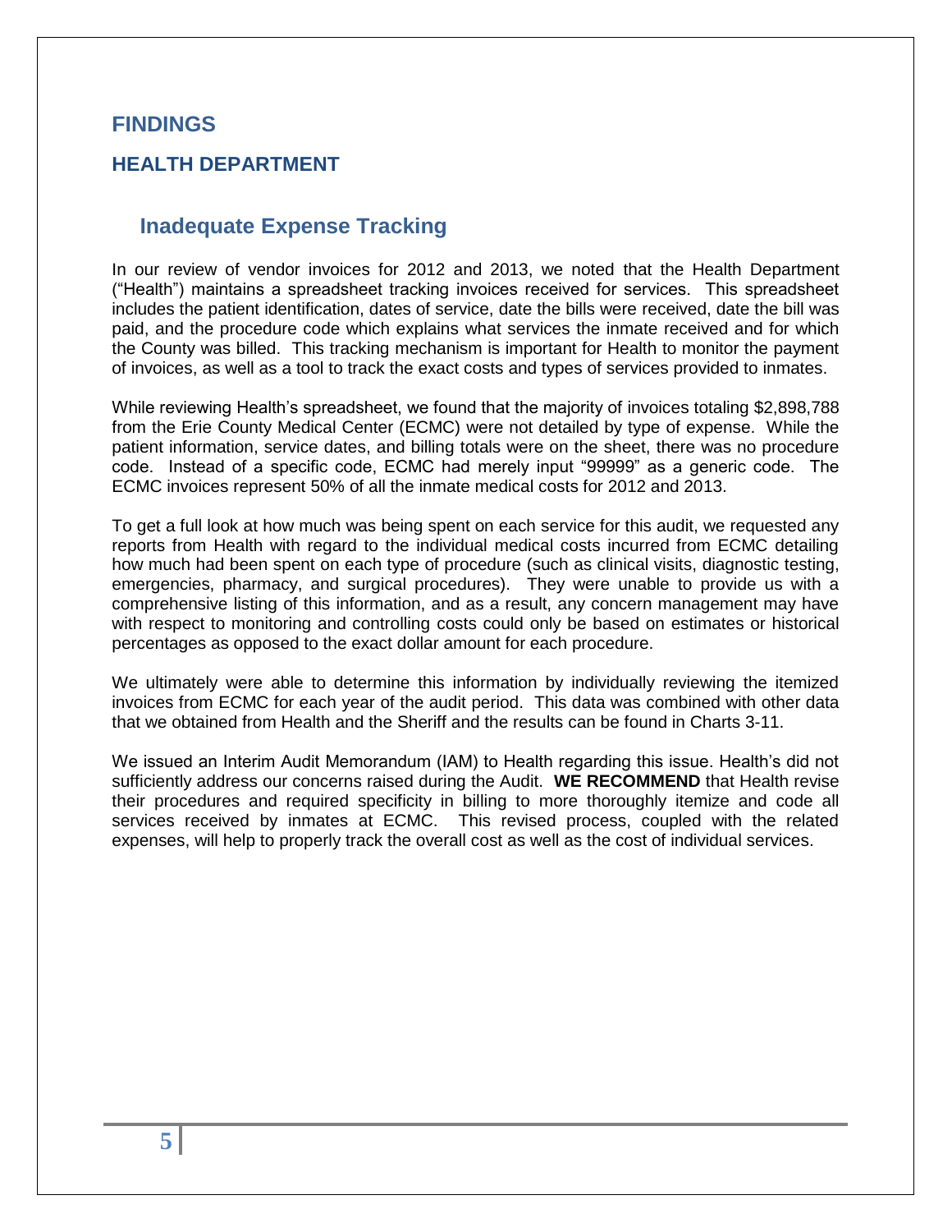# FINDINGS

## HEALTH DEPARTMENT

### Inadequate Expense Tracking

In our review of vendor invoices for 2012 and 2013, we noted that the Health Department ("Health") maintains a spreadsheet tracking invoices received for services. This spreadsheet includes the patient identification, dates of service, date the bills were received, date the bill was paid, and the procedure code which explains what services the inmate received and for which the County was billed. This tracking mechanism is important for Health to monitor the payment of invoices, as well as a tool to track the exact costs and types of services provided to inmates.

While reviewing Health's spreadsheet, we found that the majority of invoices totaling $2,898,788 from the Erie County Medical Center (ECMC) were not detailed by type of expense. While the patient information, service dates, and billing totals were on the sheet, there was no procedure code. Instead of a specific code, ECMC had merely input "99999" as a generic code. The ECMC invoices represent 50% of all the inmate medical costs for 2012 and 2013.

To get a full look at how much was being spent on each service for this audit, we requested any reports from Health with regard to the individual medical costs incurred from ECMC detailing how much had been spent on each type of procedure (such as clinical visits, diagnostic testing, emergencies, pharmacy, and surgical procedures). They were unable to provide us with a comprehensive listing of this information, and as a result, any concern management may have with respect to monitoring and controlling costs could only be based on estimates or historical percentages as opposed to the exact dollar amount for each procedure.

We ultimately were able to determine this information by individually reviewing the itemized invoices from ECMC for each year of the audit period. This data was combined with other data that we obtained from Health and the Sheriff and the results can be found in Charts 3-11.

We issued an Interim Audit Memorandum (IAM) to Health regarding this issue. Health's did not sufficiently address our concerns raised during the Audit. **WE RECOMMEND** that Health revise their procedures and required specificity in billing to more thoroughly itemize and code all services received by inmates at ECMC. This revised process, coupled with the related expenses, will help to properly track the overall cost as well as the cost of individual services.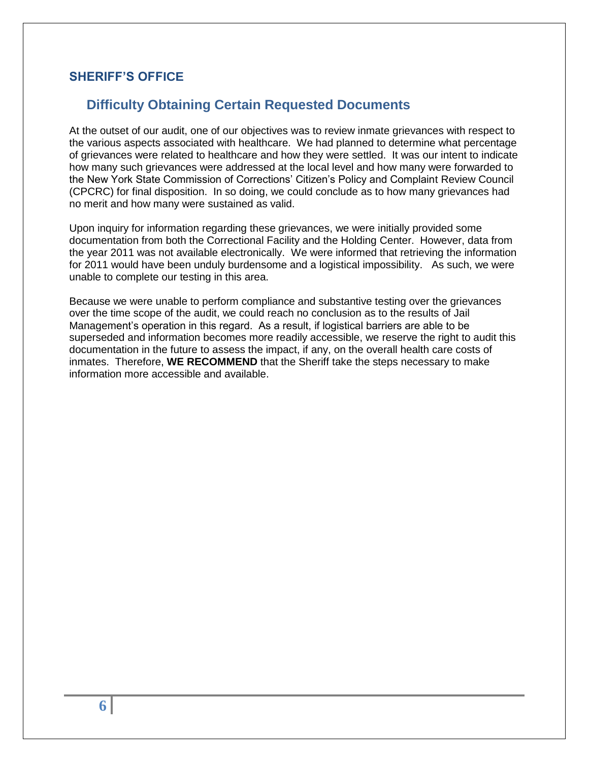## SHERIFF'S OFFICE

### Difficulty Obtaining Certain Requested Documents

At the outset of our audit, one of our objectives was to review inmate grievances with respect to the various aspects associated with healthcare. We had planned to determine what percentage of grievances were related to healthcare and how they were settled. It was our intent to indicate how many such grievances were addressed at the local level and how many were forwarded to the New York State Commission of Corrections' Citizen's Policy and Complaint Review Council (CPCRC) for final disposition. In so doing, we could conclude as to how many grievances had no merit and how many were sustained as valid.

Upon inquiry for information regarding these grievances, we were initially provided some documentation from both the Correctional Facility and the Holding Center. However, data from the year 2011 was not available electronically. We were informed that retrieving the information for 2011 would have been unduly burdensome and a logistical impossibility. As such, we were unable to complete our testing in this area.

Because we were unable to perform compliance and substantive testing over the grievances over the time scope of the audit, we could reach no conclusion as to the results of Jail Management's operation in this regard. As a result, if logistical barriers are able to be superseded and information becomes more readily accessible, we reserve the right to audit this documentation in the future to assess the impact, if any, on the overall health care costs of inmates. Therefore, **WE RECOMMEND** that the Sheriff take the steps necessary to make information more accessible and available.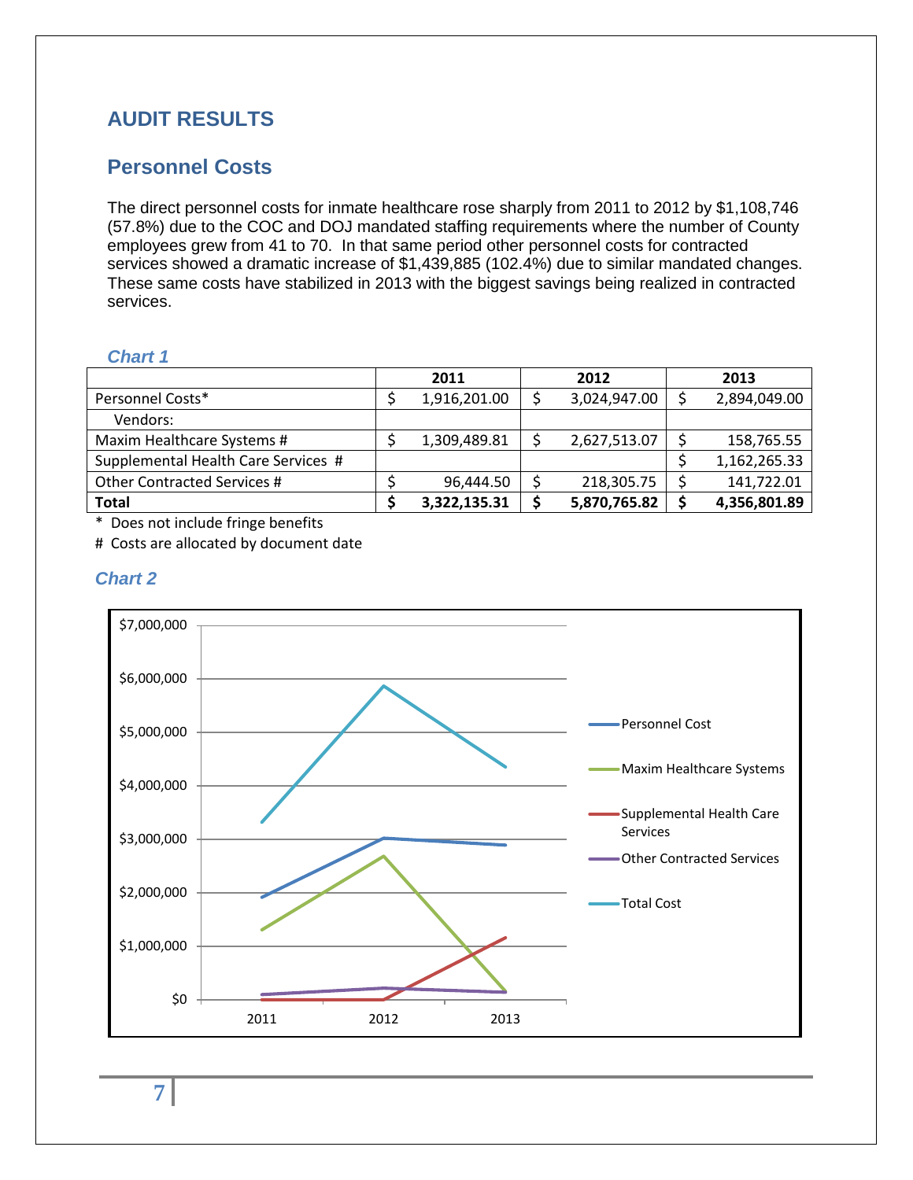# AUDIT RESULTS

## Personnel Costs

The direct personnel costs for inmate healthcare rose sharply from 2011 to 2012 by $1,108,746 (57.8%) due to the COC and DOJ mandated staffing requirements where the number of County employees grew from 41 to 70. In that same period other personnel costs for contracted services showed a dramatic increase of $1,439,885 (102.4%) due to similar mandated changes. These same costs have stabilized in 2013 with the biggest savings being realized in contracted services.

### *Chart 1*

| | 2011 | 2012 | 2013 |
|---|---|---|---|
| Personnel Costs* | $ 1,916,201.00 | $ 3,024,947.00 | $ 2,894,049.00 |
| Vendors: | | | |
| Maxim Healthcare Systems # | $ 1,309,489.81 | $ 2,627,513.07 | $ 158,765.55 |
| Supplemental Health Care Services # | | | $ 1,162,265.33 |
| Other Contracted Services # | $ 96,444.50 | $ 218,305.75 | $ 141,722.01 |
| **Total** | **$ 3,322,135.31** | **$ 5,870,765.82** | **$ 4,356,801.89** |

\* Does not include fringe benefits

\# Costs are allocated by document date

### *Chart 2*

| | 2011 | 2012 | 2013 |
|---|---|---|---|
| Personnel Cost | ~$1,900,000 | ~$3,000,000 | ~$2,900,000 |
| Maxim Healthcare Systems | ~$1,300,000 | ~$2,600,000 | ~$160,000 |
| Supplemental Health Care Services | $0 | $0 | ~$1,160,000 |
| Other Contracted Services | ~$100,000 | ~$220,000 | ~$140,000 |
| Total Cost | ~$3,300,000 | ~$5,900,000 | ~$4,400,000 |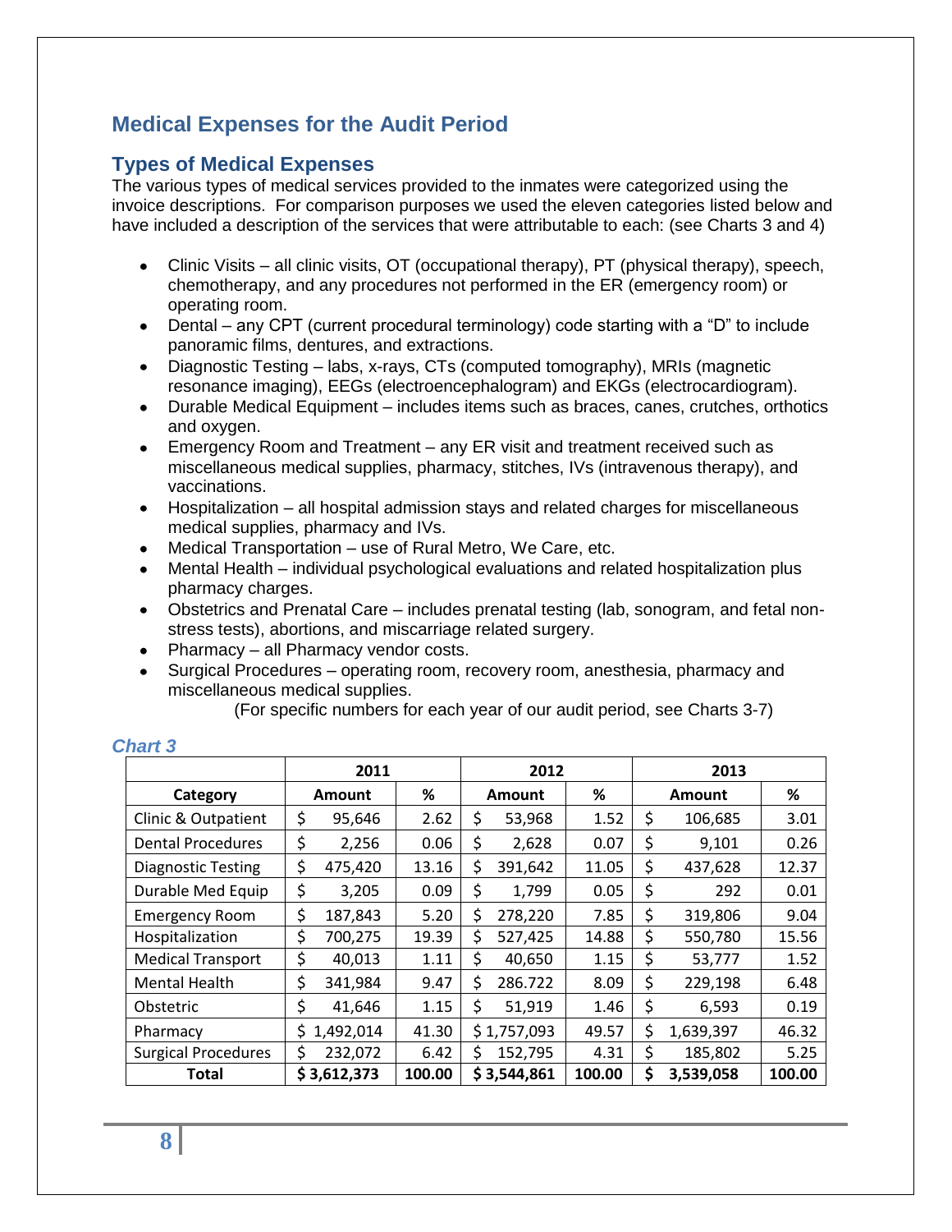## Medical Expenses for the Audit Period

### Types of Medical Expenses

The various types of medical services provided to the inmates were categorized using the invoice descriptions. For comparison purposes we used the eleven categories listed below and have included a description of the services that were attributable to each: (see Charts 3 and 4)

- Clinic Visits – all clinic visits, OT (occupational therapy), PT (physical therapy), speech, chemotherapy, and any procedures not performed in the ER (emergency room) or operating room.
- Dental – any CPT (current procedural terminology) code starting with a "D" to include panoramic films, dentures, and extractions.
- Diagnostic Testing – labs, x-rays, CTs (computed tomography), MRIs (magnetic resonance imaging), EEGs (electroencephalogram) and EKGs (electrocardiogram).
- Durable Medical Equipment – includes items such as braces, canes, crutches, orthotics and oxygen.
- Emergency Room and Treatment – any ER visit and treatment received such as miscellaneous medical supplies, pharmacy, stitches, IVs (intravenous therapy), and vaccinations.
- Hospitalization – all hospital admission stays and related charges for miscellaneous medical supplies, pharmacy and IVs.
- Medical Transportation – use of Rural Metro, We Care, etc.
- Mental Health – individual psychological evaluations and related hospitalization plus pharmacy charges.
- Obstetrics and Prenatal Care – includes prenatal testing (lab, sonogram, and fetal non-stress tests), abortions, and miscarriage related surgery.
- Pharmacy – all Pharmacy vendor costs.
- Surgical Procedures – operating room, recovery room, anesthesia, pharmacy and miscellaneous medical supplies.

(For specific numbers for each year of our audit period, see Charts 3-7)

*Chart 3*

| | 2011 | | 2012 | | 2013 | |
|---|---|---|---|---|---|---|
| **Category** | **Amount** | **%** | **Amount** | **%** | **Amount** | **%** |
| Clinic & Outpatient | $ 95,646 | 2.62 | $ 53,968 | 1.52 | $ 106,685 | 3.01 |
| Dental Procedures | $ 2,256 | 0.06 | $ 2,628 | 0.07 | $ 9,101 | 0.26 |
| Diagnostic Testing | $ 475,420 | 13.16 | $ 391,642 | 11.05 | $ 437,628 | 12.37 |
| Durable Med Equip | $ 3,205 | 0.09 | $ 1,799 | 0.05 | $ 292 | 0.01 |
| Emergency Room | $ 187,843 | 5.20 | $ 278,220 | 7.85 | $ 319,806 | 9.04 |
| Hospitalization | $ 700,275 | 19.39 | $ 527,425 | 14.88 | $ 550,780 | 15.56 |
| Medical Transport | $ 40,013 | 1.11 | $ 40,650 | 1.15 | $ 53,777 | 1.52 |
| Mental Health | $ 341,984 | 9.47 | $ 286.722 | 8.09 | $ 229,198 | 6.48 |
| Obstetric | $ 41,646 | 1.15 | $ 51,919 | 1.46 | $ 6,593 | 0.19 |
| Pharmacy | $ 1,492,014 | 41.30 | $ 1,757,093 | 49.57 | $ 1,639,397 | 46.32 |
| Surgical Procedures | $ 232,072 | 6.42 | $ 152,795 | 4.31 | $ 185,802 | 5.25 |
| **Total** | **$ 3,612,373** | **100.00** | **$ 3,544,861** | **100.00** | **$ 3,539,058** | **100.00** |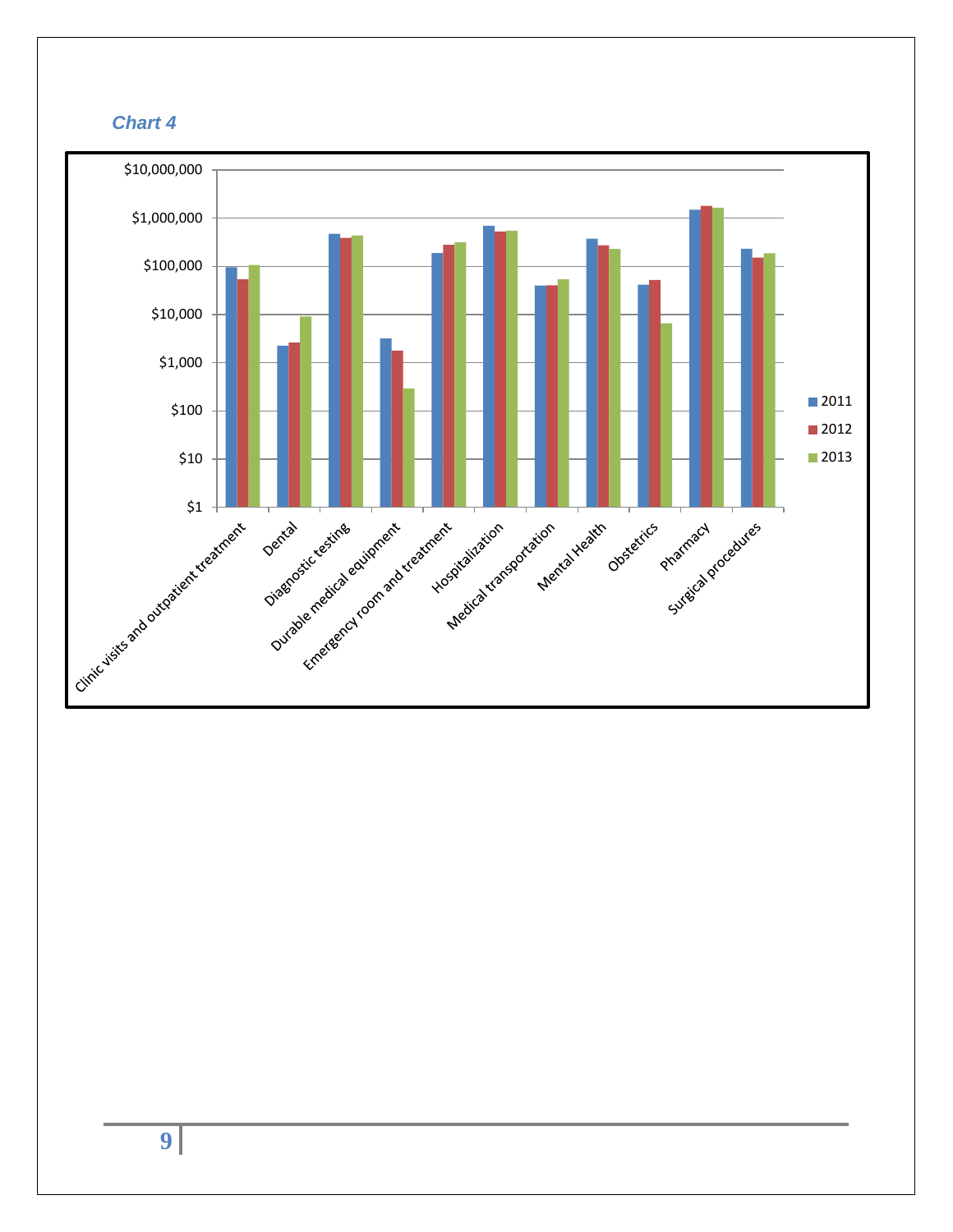*Chart 4*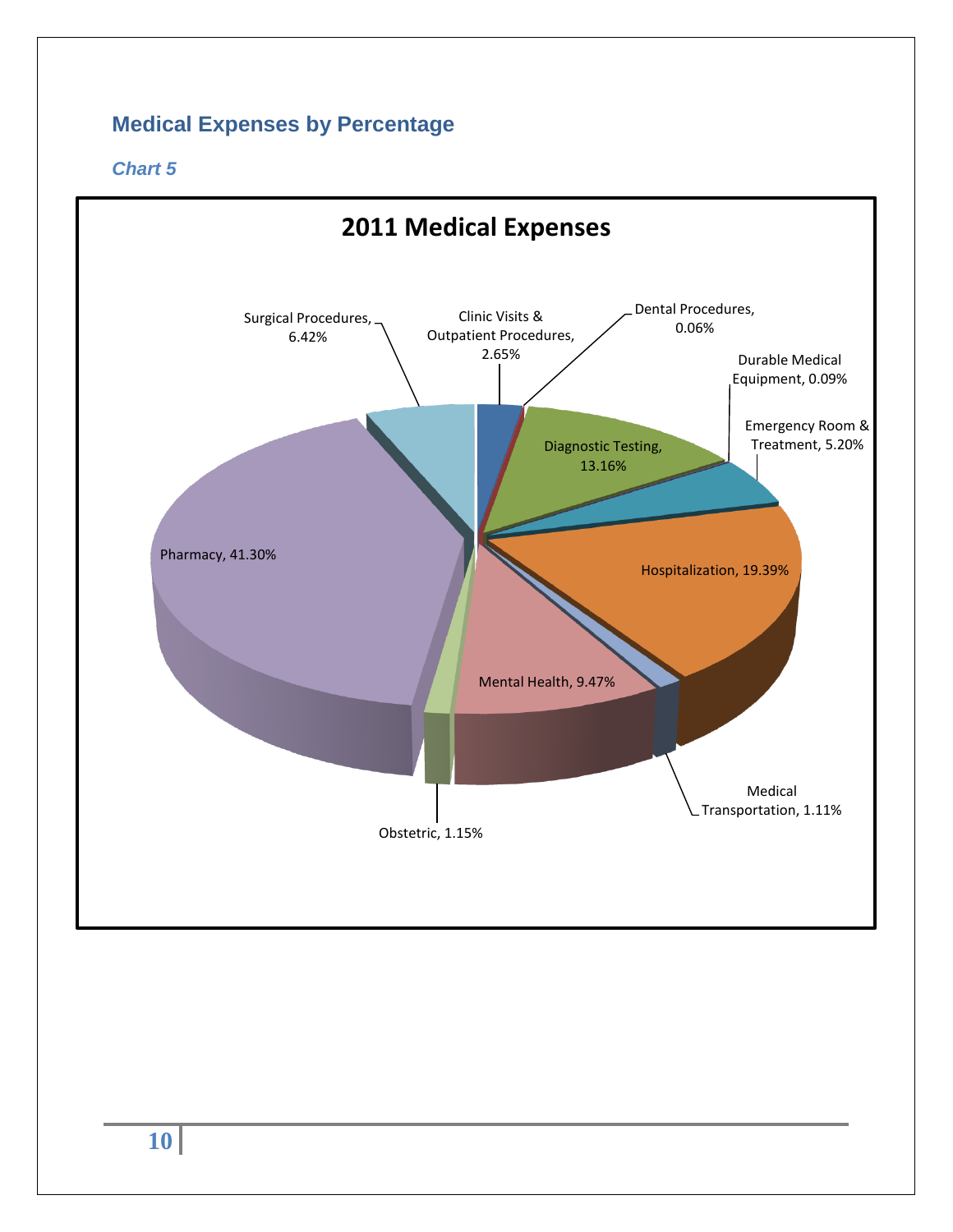## Medical Expenses by Percentage

### *Chart 5*

**2011 Medical Expenses**

| Category | Percentage |
|---|---|
| Clinic Visits & Outpatient Procedures | 2.65% |
| Dental Procedures | 0.06% |
| Durable Medical Equipment | 0.09% |
| Diagnostic Testing | 13.16% |
| Emergency Room & Treatment | 5.20% |
| Hospitalization | 19.39% |
| Medical Transportation | 1.11% |
| Mental Health | 9.47% |
| Obstetric | 1.15% |
| Pharmacy | 41.30% |
| Surgical Procedures | 6.42% |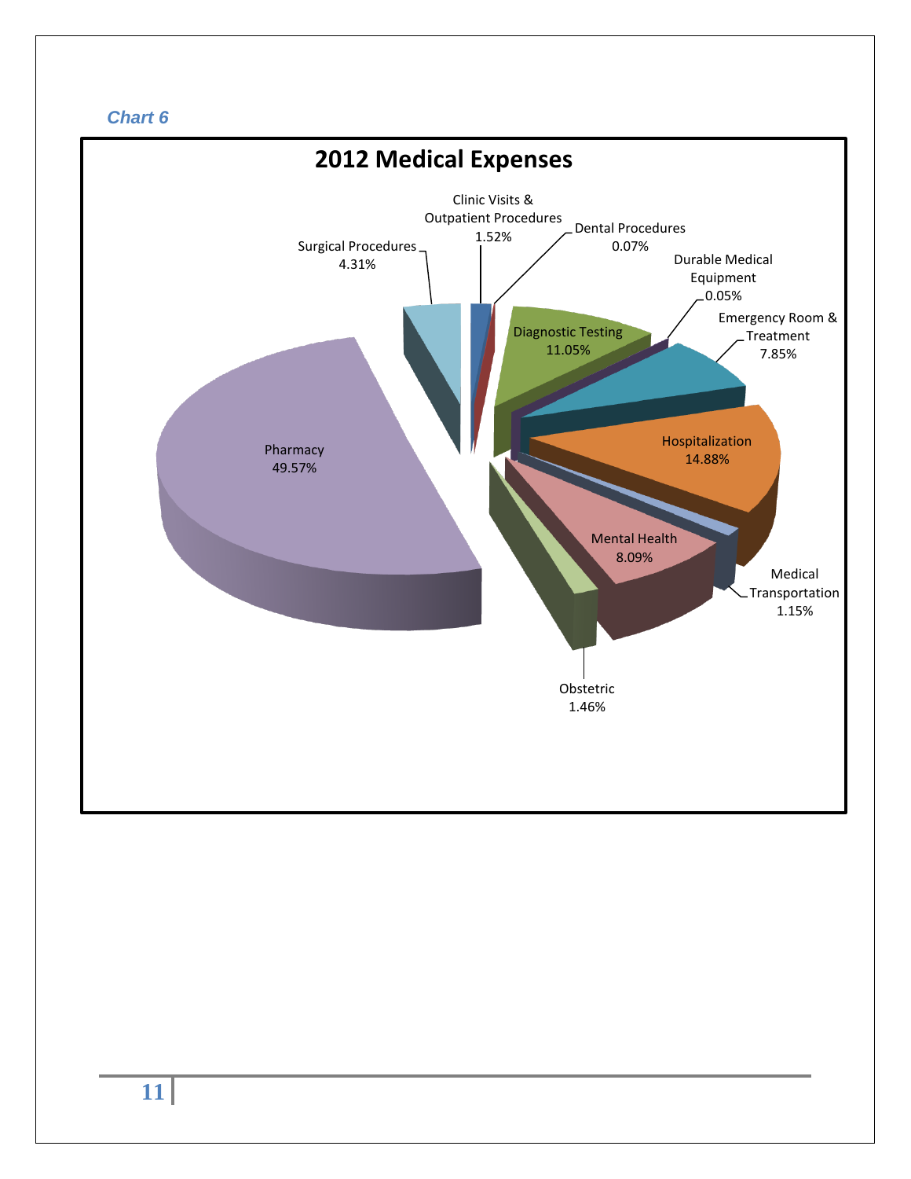*Chart 6*

**2012 Medical Expenses**

| Category | Percentage |
| --- | --- |
| Clinic Visits & Outpatient Procedures | 1.52% |
| Dental Procedures | 0.07% |
| Diagnostic Testing | 11.05% |
| Durable Medical Equipment | 0.05% |
| Emergency Room & Treatment | 7.85% |
| Hospitalization | 14.88% |
| Medical Transportation | 1.15% |
| Mental Health | 8.09% |
| Obstetric | 1.46% |
| Pharmacy | 49.57% |
| Surgical Procedures | 4.31% |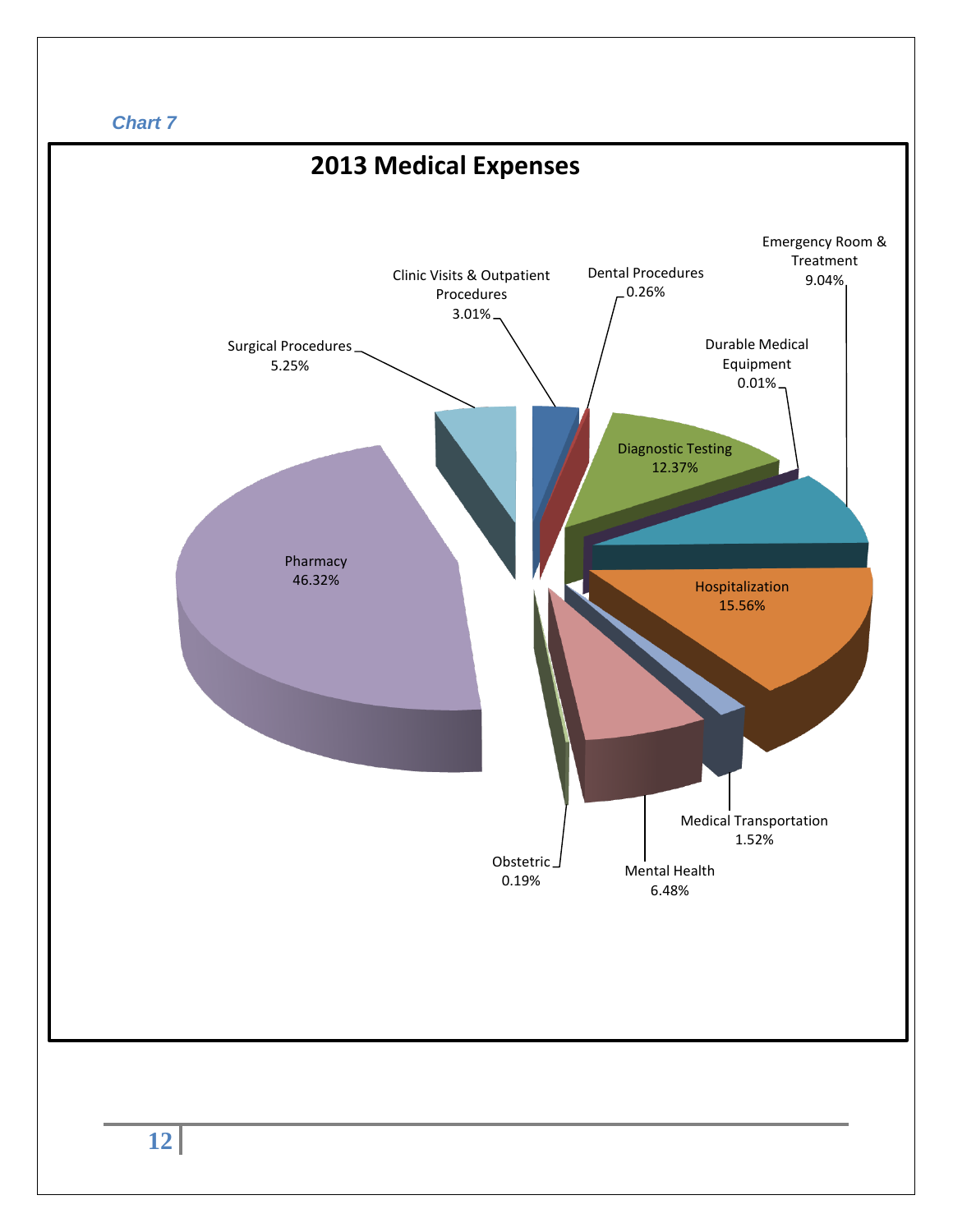*Chart 7*

## 2013 Medical Expenses

| Category | Percentage |
|---|---|
| Pharmacy | 46.32% |
| Surgical Procedures | 5.25% |
| Clinic Visits & Outpatient Procedures | 3.01% |
| Dental Procedures | 0.26% |
| Diagnostic Testing | 12.37% |
| Durable Medical Equipment | 0.01% |
| Emergency Room & Treatment | 9.04% |
| Hospitalization | 15.56% |
| Medical Transportation | 1.52% |
| Mental Health | 6.48% |
| Obstetric | 0.19% |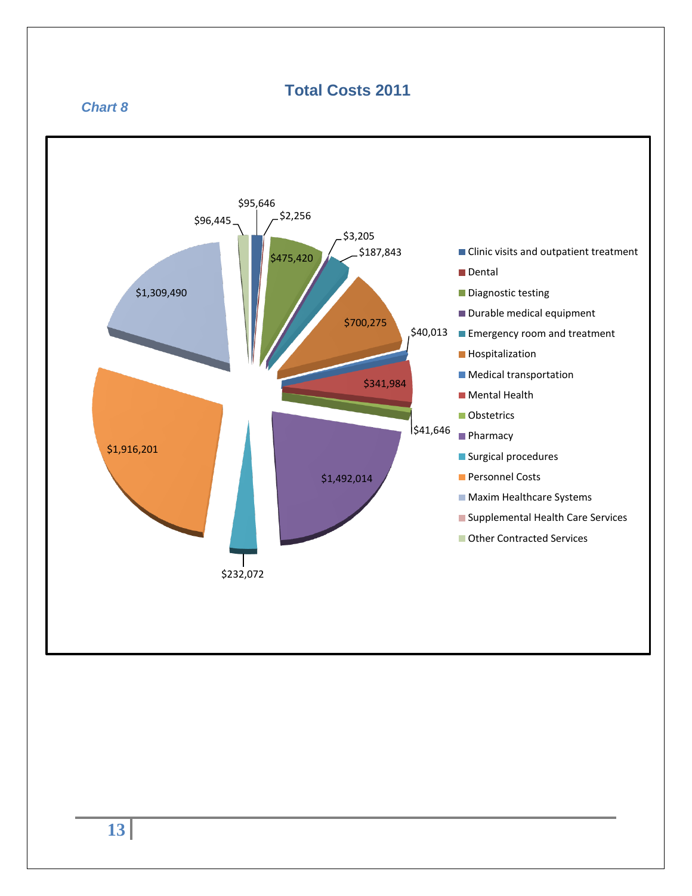## Total Costs 2011

***Chart 8***

| Category | Cost |
|---|---|
| Clinic visits and outpatient treatment | $95,646 |
| Dental | $2,256 |
| Diagnostic testing | $475,420 |
| Durable medical equipment | $3,205 |
| Emergency room and treatment | $187,843 |
| Hospitalization | $700,275 |
| Medical transportation | $40,013 |
| Mental Health | $341,984 |
| Obstetrics | $41,646 |
| Pharmacy | $1,492,014 |
| Surgical procedures | $232,072 |
| Personnel Costs | $1,916,201 |
| Maxim Healthcare Systems | $1,309,490 |
| Supplemental Health Care Services | |
| Other Contracted Services | $96,445 |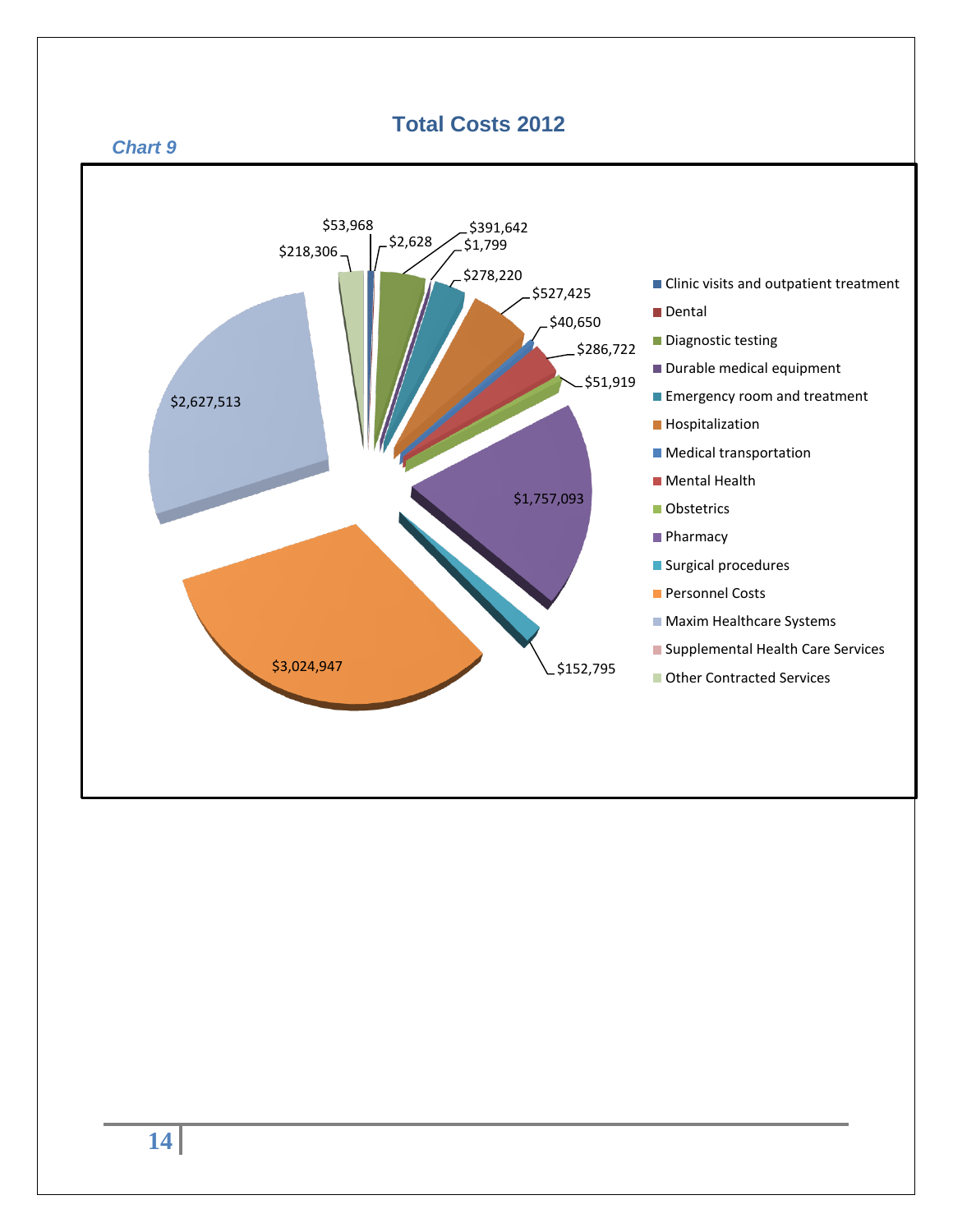*Chart 9*

## Total Costs 2012

| Category | Cost |
|---|---|
| Clinic visits and outpatient treatment | $53,968 |
| Dental | $2,628 |
| Diagnostic testing | $391,642 |
| Durable medical equipment | $1,799 |
| Emergency room and treatment | $278,220 |
| Hospitalization | $527,425 |
| Medical transportation | $40,650 |
| Mental Health | $286,722 |
| Obstetrics | $51,919 |
| Pharmacy | $1,757,093 |
| Surgical procedures | $152,795 |
| Personnel Costs | $3,024,947 |
| Maxim Healthcare Systems | $2,627,513 |
| Supplemental Health Care Services | |
| Other Contracted Services | $218,306 |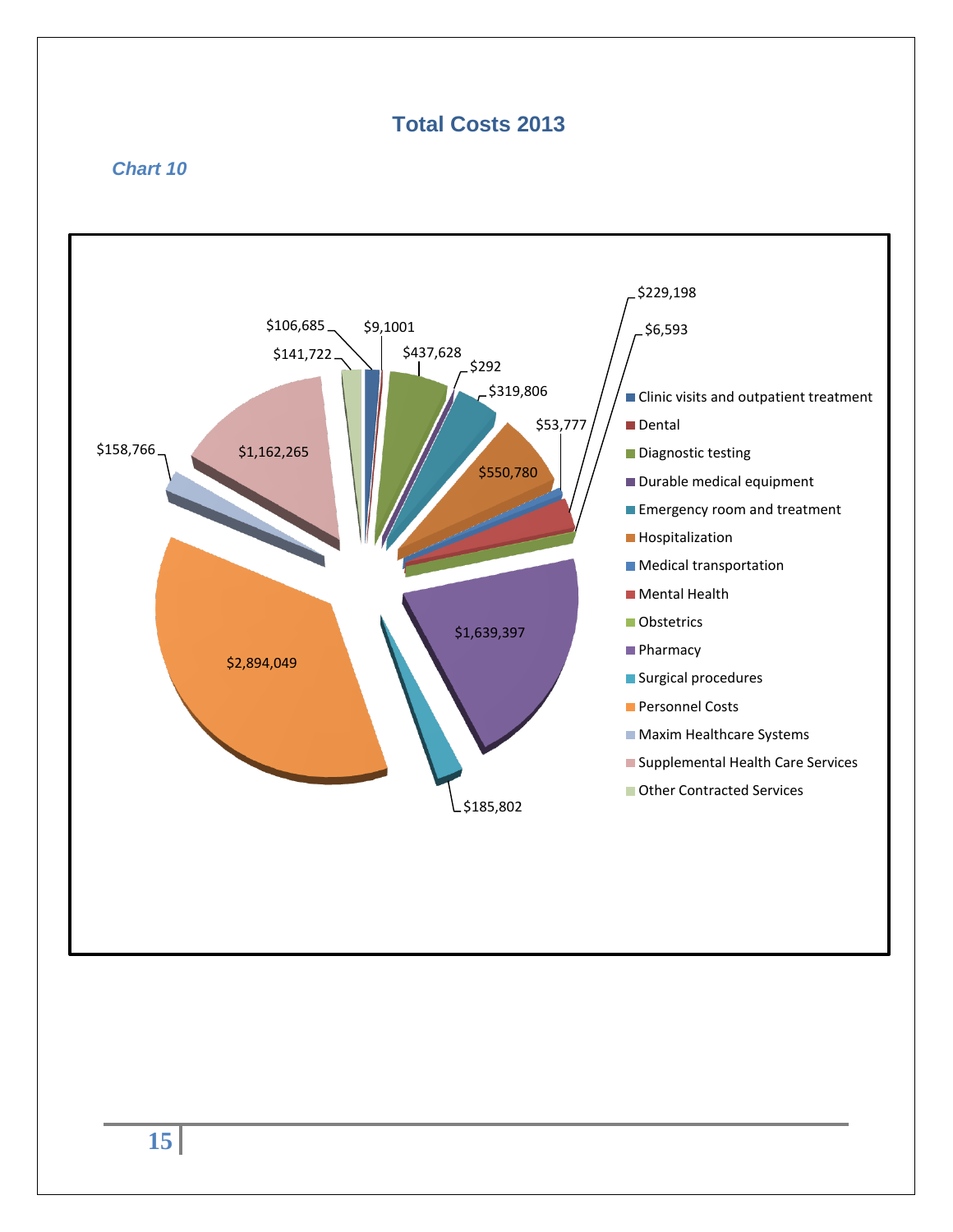## Total Costs 2013

### *Chart 10*

$229,198

$6,593

$106,685

$9,1001

$437,628

$141,722

$292

$319,806

$53,777

$158,766

$1,162,265

$550,780

$1,639,397

$2,894,049

$185,802

- Clinic visits and outpatient treatment
- Dental
- Diagnostic testing
- Durable medical equipment
- Emergency room and treatment
- Hospitalization
- Medical transportation
- Mental Health
- Obstetrics
- Pharmacy
- Surgical procedures
- Personnel Costs
- Maxim Healthcare Systems
- Supplemental Health Care Services
- Other Contracted Services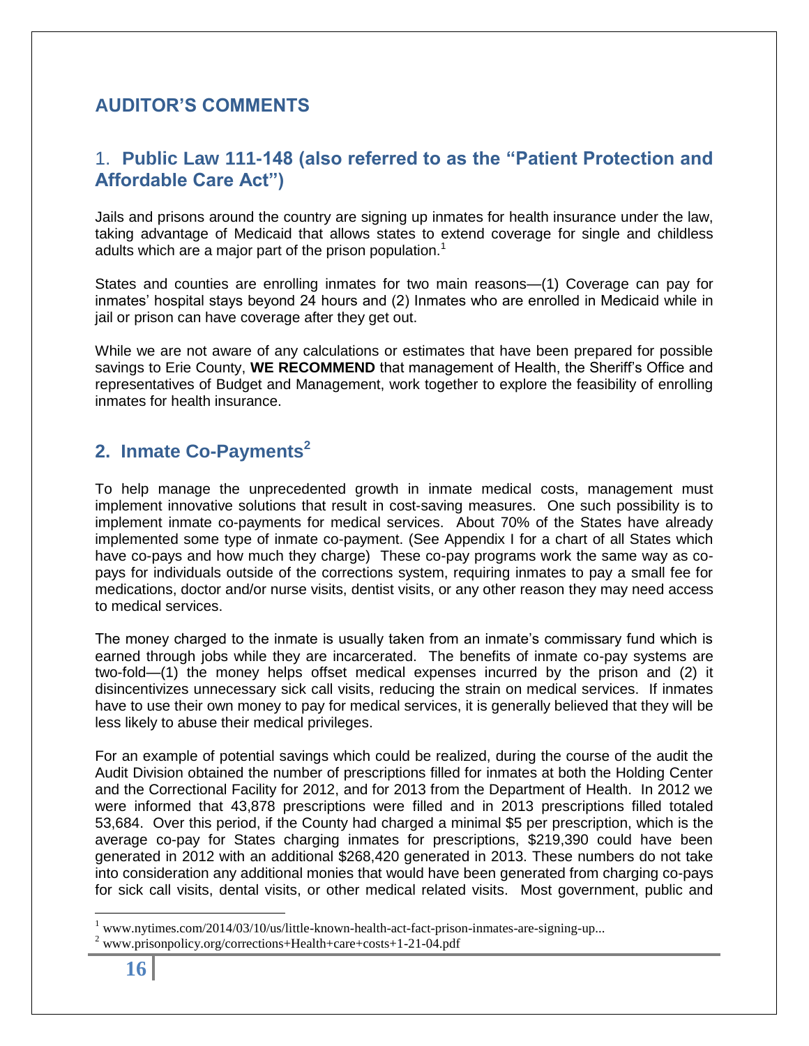## AUDITOR'S COMMENTS

### 1. Public Law 111-148 (also referred to as the "Patient Protection and Affordable Care Act")

Jails and prisons around the country are signing up inmates for health insurance under the law, taking advantage of Medicaid that allows states to extend coverage for single and childless adults which are a major part of the prison population.[1]

States and counties are enrolling inmates for two main reasons—(1) Coverage can pay for inmates' hospital stays beyond 24 hours and (2) Inmates who are enrolled in Medicaid while in jail or prison can have coverage after they get out.

While we are not aware of any calculations or estimates that have been prepared for possible savings to Erie County, **WE RECOMMEND** that management of Health, the Sheriff's Office and representatives of Budget and Management, work together to explore the feasibility of enrolling inmates for health insurance.

### 2. Inmate Co-Payments[2]

To help manage the unprecedented growth in inmate medical costs, management must implement innovative solutions that result in cost-saving measures. One such possibility is to implement inmate co-payments for medical services. About 70% of the States have already implemented some type of inmate co-payment. (See Appendix I for a chart of all States which have co-pays and how much they charge) These co-pay programs work the same way as co-pays for individuals outside of the corrections system, requiring inmates to pay a small fee for medications, doctor and/or nurse visits, dentist visits, or any other reason they may need access to medical services.

The money charged to the inmate is usually taken from an inmate's commissary fund which is earned through jobs while they are incarcerated. The benefits of inmate co-pay systems are two-fold—(1) the money helps offset medical expenses incurred by the prison and (2) it disincentivizes unnecessary sick call visits, reducing the strain on medical services. If inmates have to use their own money to pay for medical services, it is generally believed that they will be less likely to abuse their medical privileges.

For an example of potential savings which could be realized, during the course of the audit the Audit Division obtained the number of prescriptions filled for inmates at both the Holding Center and the Correctional Facility for 2012, and for 2013 from the Department of Health. In 2012 we were informed that 43,878 prescriptions were filled and in 2013 prescriptions filled totaled 53,684. Over this period, if the County had charged a minimal $5 per prescription, which is the average co-pay for States charging inmates for prescriptions, $219,390 could have been generated in 2012 with an additional $268,420 generated in 2013. These numbers do not take into consideration any additional monies that would have been generated from charging co-pays for sick call visits, dental visits, or other medical related visits. Most government, public and

---

[1] www.nytimes.com/2014/03/10/us/little-known-health-act-fact-prison-inmates-are-signing-up...

[2] www.prisonpolicy.org/corrections+Health+care+costs+1-21-04.pdf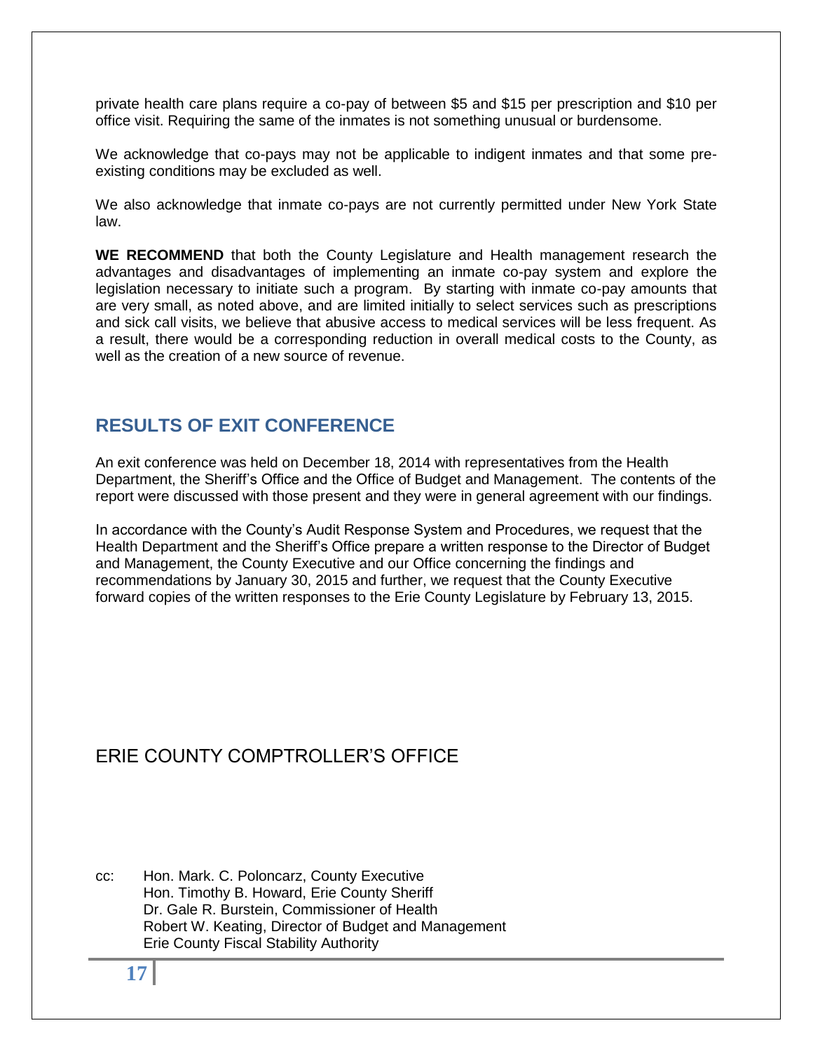private health care plans require a co-pay of between $5 and $15 per prescription and $10 per office visit. Requiring the same of the inmates is not something unusual or burdensome.

We acknowledge that co-pays may not be applicable to indigent inmates and that some pre-existing conditions may be excluded as well.

We also acknowledge that inmate co-pays are not currently permitted under New York State law.

**WE RECOMMEND** that both the County Legislature and Health management research the advantages and disadvantages of implementing an inmate co-pay system and explore the legislation necessary to initiate such a program. By starting with inmate co-pay amounts that are very small, as noted above, and are limited initially to select services such as prescriptions and sick call visits, we believe that abusive access to medical services will be less frequent. As a result, there would be a corresponding reduction in overall medical costs to the County, as well as the creation of a new source of revenue.

## RESULTS OF EXIT CONFERENCE

An exit conference was held on December 18, 2014 with representatives from the Health Department, the Sheriff's Office and the Office of Budget and Management. The contents of the report were discussed with those present and they were in general agreement with our findings.

In accordance with the County's Audit Response System and Procedures, we request that the Health Department and the Sheriff's Office prepare a written response to the Director of Budget and Management, the County Executive and our Office concerning the findings and recommendations by January 30, 2015 and further, we request that the County Executive forward copies of the written responses to the Erie County Legislature by February 13, 2015.

ERIE COUNTY COMPTROLLER'S OFFICE

cc: Hon. Mark. C. Poloncarz, County Executive
Hon. Timothy B. Howard, Erie County Sheriff
Dr. Gale R. Burstein, Commissioner of Health
Robert W. Keating, Director of Budget and Management
Erie County Fiscal Stability Authority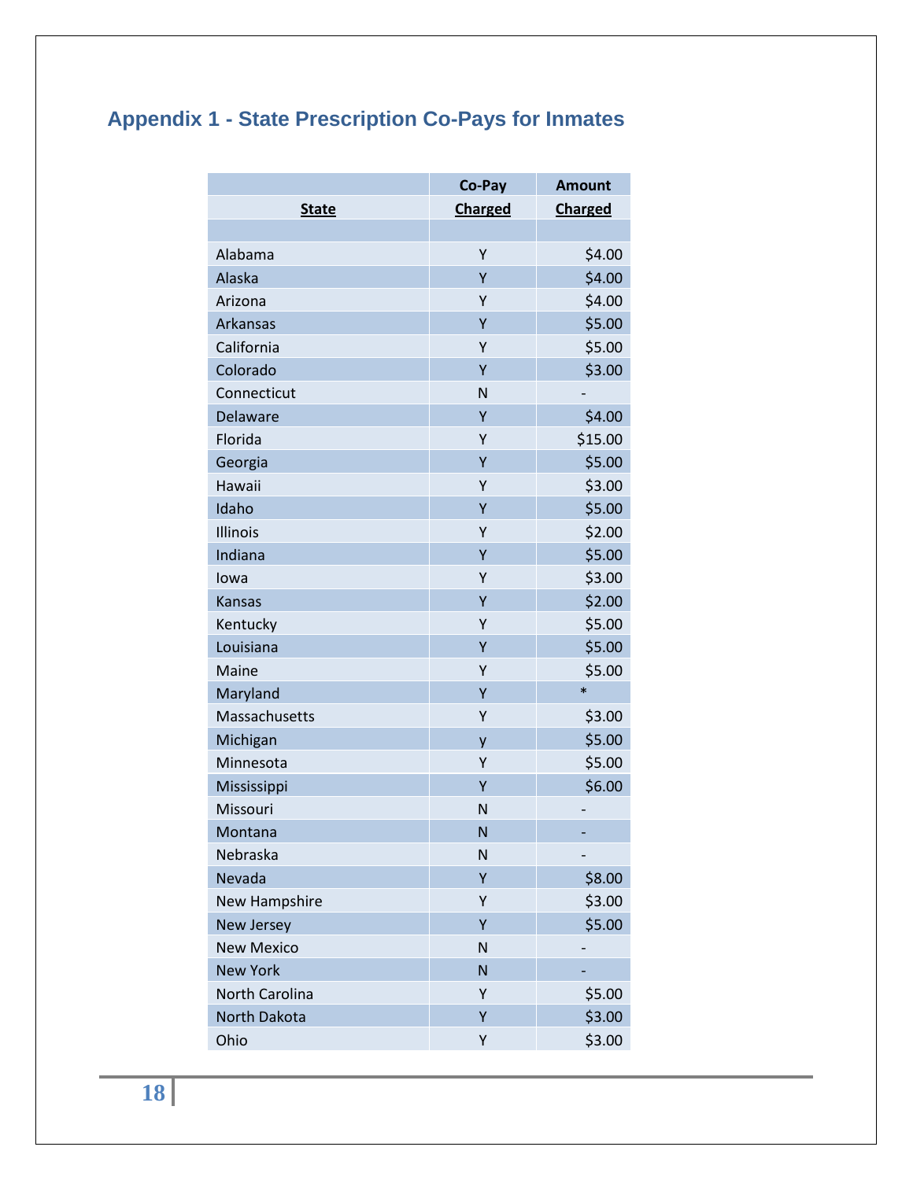## Appendix 1 - State Prescription Co-Pays for Inmates

| State | Co-Pay Charged | Amount Charged |
|---|---|---|
| Alabama | Y | $4.00 |
| Alaska | Y | $4.00 |
| Arizona | Y | $4.00 |
| Arkansas | Y | $5.00 |
| California | Y | $5.00 |
| Colorado | Y | $3.00 |
| Connecticut | N | - |
| Delaware | Y | $4.00 |
| Florida | Y | $15.00 |
| Georgia | Y | $5.00 |
| Hawaii | Y | $3.00 |
| Idaho | Y | $5.00 |
| Illinois | Y | $2.00 |
| Indiana | Y | $5.00 |
| Iowa | Y | $3.00 |
| Kansas | Y | $2.00 |
| Kentucky | Y | $5.00 |
| Louisiana | Y | $5.00 |
| Maine | Y | $5.00 |
| Maryland | Y | * |
| Massachusetts | Y | $3.00 |
| Michigan | y | $5.00 |
| Minnesota | Y | $5.00 |
| Mississippi | Y | $6.00 |
| Missouri | N | - |
| Montana | N | - |
| Nebraska | N | - |
| Nevada | Y | $8.00 |
| New Hampshire | Y | $3.00 |
| New Jersey | Y | $5.00 |
| New Mexico | N | - |
| New York | N | - |
| North Carolina | Y | $5.00 |
| North Dakota | Y | $3.00 |
| Ohio | Y | $3.00 |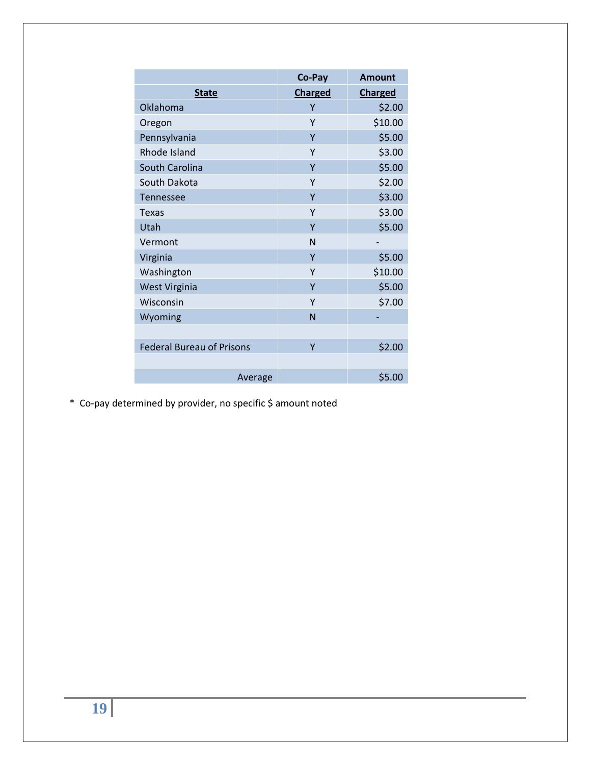| State | Co-Pay Charged | Amount Charged |
|---|---|---|
| Oklahoma | Y | $2.00 |
| Oregon | Y | $10.00 |
| Pennsylvania | Y | $5.00 |
| Rhode Island | Y | $3.00 |
| South Carolina | Y | $5.00 |
| South Dakota | Y | $2.00 |
| Tennessee | Y | $3.00 |
| Texas | Y | $3.00 |
| Utah | Y | $5.00 |
| Vermont | N | - |
| Virginia | Y | $5.00 |
| Washington | Y | $10.00 |
| West Virginia | Y | $5.00 |
| Wisconsin | Y | $7.00 |
| Wyoming | N | - |
| | | |
| Federal Bureau of Prisons | Y | $2.00 |
| | | |
| Average | | $5.00 |

* Co-pay determined by provider, no specific $ amount noted